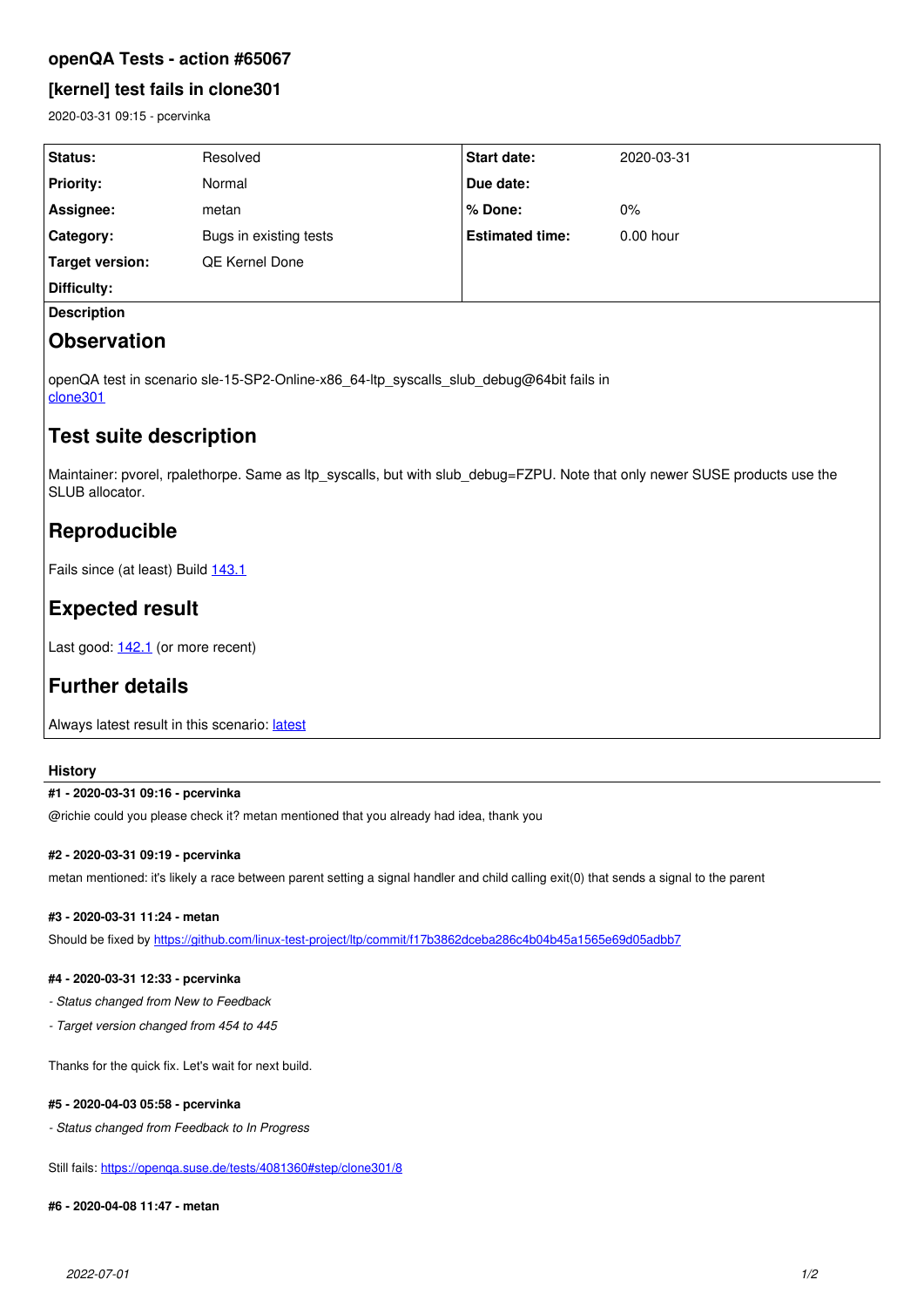# openQA Tests - action #65067

## [kernel] test fails in clone301

2020-03-31 09:15 - pcervinka

| Status: | Resolved | Start date: | 2020-03-31 |
|---|---|---|---|
| Priority: | Normal | Due date: | |
| Assignee: | metan | % Done: | 0% |
| Category: | Bugs in existing tests | Estimated time: | 0.00 hour |
| Target version: | QE Kernel Done | | |
| Difficulty: | | | |

**Description**

## Observation

openQA test in scenario sle-15-SP2-Online-x86_64-ltp_syscalls_slub_debug@64bit fails in clone301

## Test suite description

Maintainer: pvorel, rpalethorpe. Same as ltp_syscalls, but with slub_debug=FZPU. Note that only newer SUSE products use the SLUB allocator.

## Reproducible

Fails since (at least) Build 143.1

## Expected result

Last good: 142.1 (or more recent)

## Further details

Always latest result in this scenario: latest

### History

**#1 - 2020-03-31 09:16 - pcervinka**

@richie could you please check it? metan mentioned that you already had idea, thank you

**#2 - 2020-03-31 09:19 - pcervinka**

metan mentioned: it's likely a race between parent setting a signal handler and child calling exit(0) that sends a signal to the parent

**#3 - 2020-03-31 11:24 - metan**

Should be fixed by https://github.com/linux-test-project/ltp/commit/f17b3862dceba286c4b04b45a1565e69d05adbb7

**#4 - 2020-03-31 12:33 - pcervinka**

- *Status changed from New to Feedback*
- *Target version changed from 454 to 445*

Thanks for the quick fix. Let's wait for next build.

**#5 - 2020-04-03 05:58 - pcervinka**

- *Status changed from Feedback to In Progress*

Still fails: https://openqa.suse.de/tests/4081360#step/clone301/8

**#6 - 2020-04-08 11:47 - metan**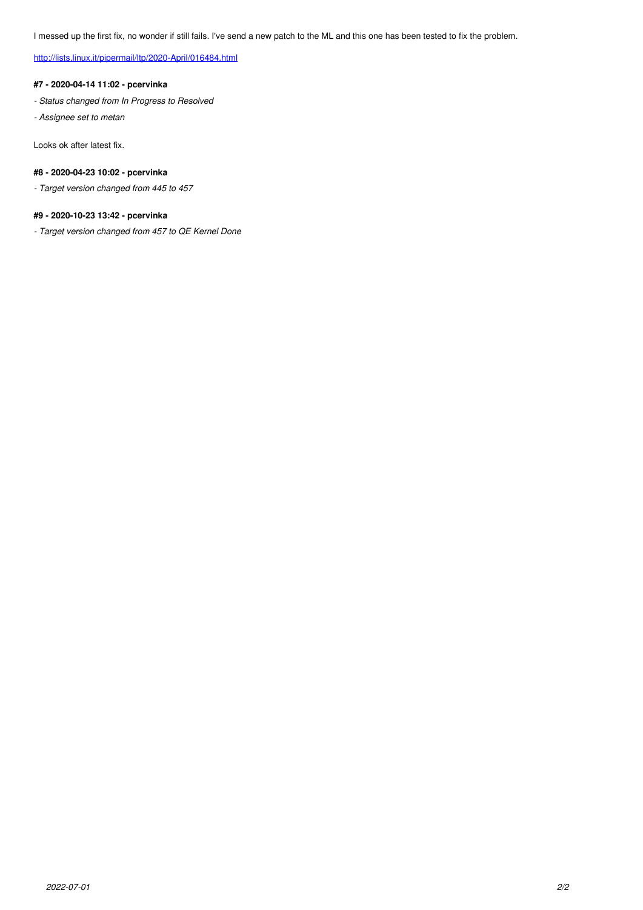I messed up the first fix, no wonder if still fails. I've send a new patch to the ML and this one has been tested to fix the problem.

http://lists.linux.it/pipermail/ltp/2020-April/016484.html

#### #7 - 2020-04-14 11:02 - pcervinka

*- Status changed from In Progress to Resolved*

*- Assignee set to metan*

Looks ok after latest fix.

#### #8 - 2020-04-23 10:02 - pcervinka

*- Target version changed from 445 to 457*

#### #9 - 2020-10-23 13:42 - pcervinka

*- Target version changed from 457 to QE Kernel Done*